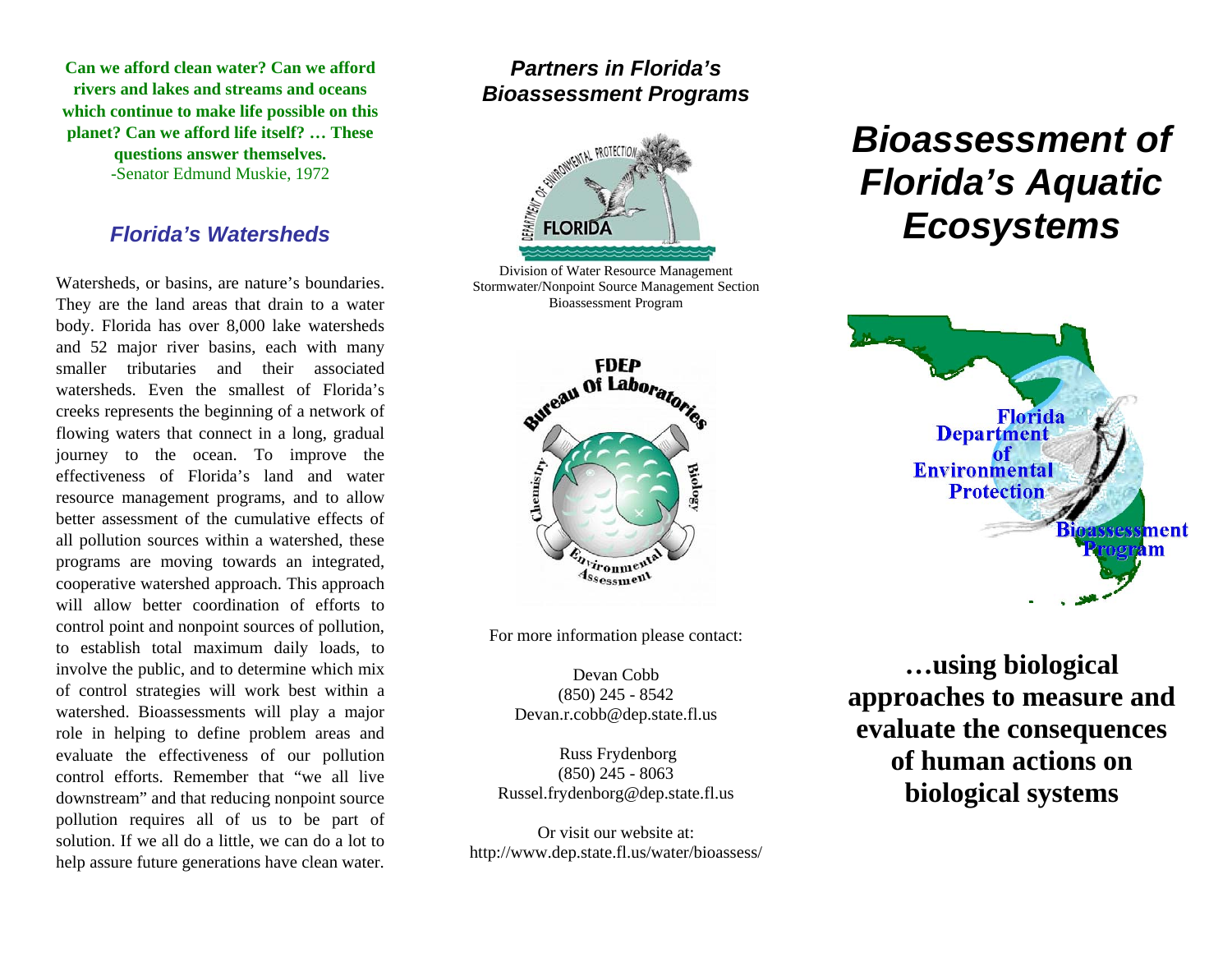**Can we afford clean water? Can we afford rivers and lakes and streams and oceans which continue to make life possible on this planet? Can we afford life itself? … These questions answer themselves.**
-Senator Edmund Muskie, 1972

## *Florida's Watersheds*

Watersheds, or basins, are nature's boundaries. They are the land areas that drain to a water body. Florida has over 8,000 lake watersheds and 52 major river basins, each with many smaller tributaries and their associated watersheds. Even the smallest of Florida's creeks represents the beginning of a network of flowing waters that connect in a long, gradual journey to the ocean. To improve the effectiveness of Florida's land and water resource management programs, and to allow better assessment of the cumulative effects of all pollution sources within a watershed, these programs are moving towards an integrated, cooperative watershed approach. This approach will allow better coordination of efforts to control point and nonpoint sources of pollution, to establish total maximum daily loads, to involve the public, and to determine which mix of control strategies will work best within a watershed. Bioassessments will play a major role in helping to define problem areas and evaluate the effectiveness of our pollution control efforts. Remember that "we all live downstream" and that reducing nonpoint source pollution requires all of us to be part of solution. If we all do a little, we can do a lot to help assure future generations have clean water.

## *Partners in Florida's Bioassessment Programs*

Division of Water Resource Management
Stormwater/Nonpoint Source Management Section
Bioassessment Program

FDEP Bureau Of Laboratories

For more information please contact:

Devan Cobb
(850) 245 - 8542
Devan.r.cobb@dep.state.fl.us

Russ Frydenborg
(850) 245 - 8063
Russel.frydenborg@dep.state.fl.us

Or visit our website at:
http://www.dep.state.fl.us/water/bioassess/

# *Bioassessment of Florida's Aquatic Ecosystems*

Florida Department of Environmental Protection
Bioassessment Program

**…using biological approaches to measure and evaluate the consequences of human actions on biological systems**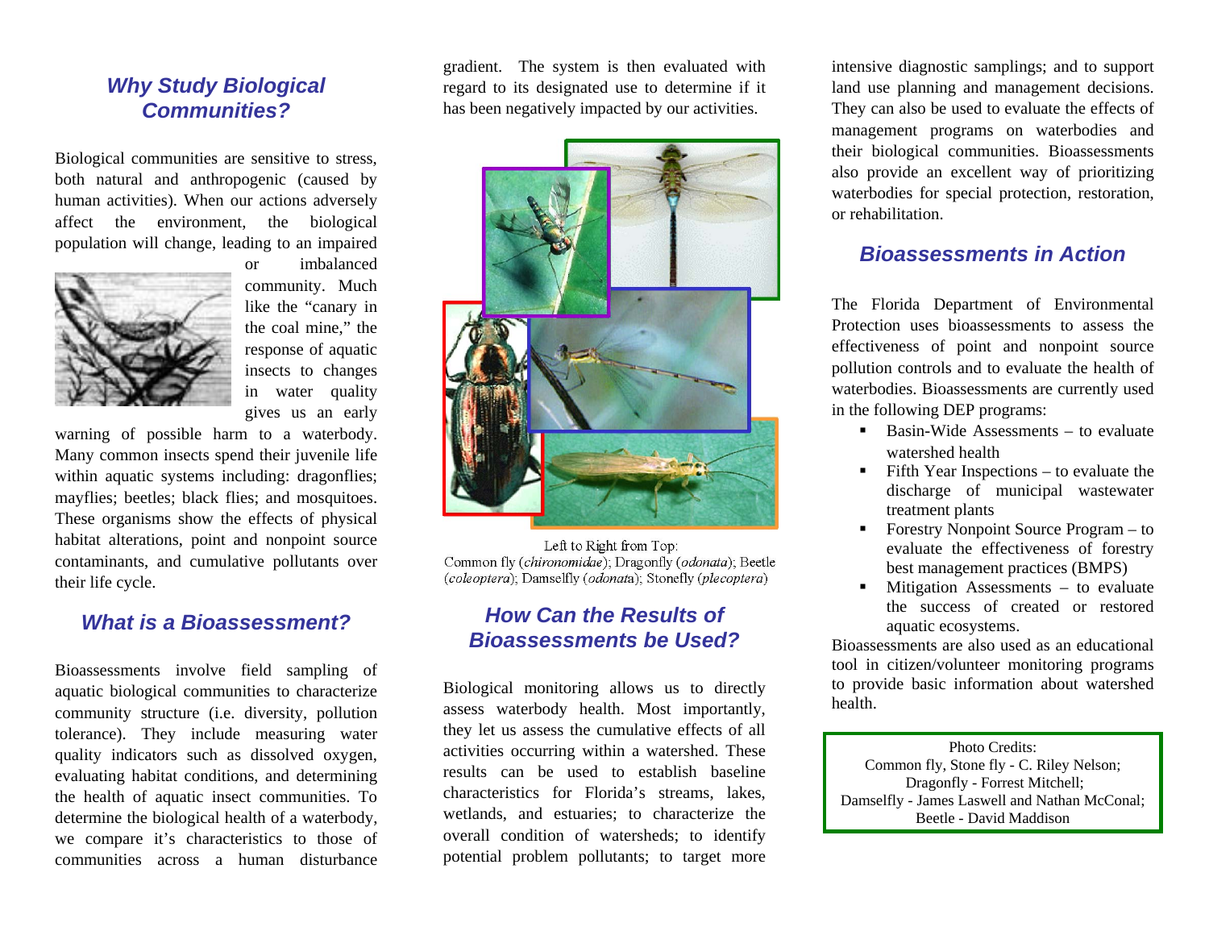## Why Study Biological Communities?

Biological communities are sensitive to stress, both natural and anthropogenic (caused by human activities). When our actions adversely affect the environment, the biological population will change, leading to an impaired or imbalanced community. Much like the "canary in the coal mine," the response of aquatic insects to changes in water quality gives us an early warning of possible harm to a waterbody. Many common insects spend their juvenile life within aquatic systems including: dragonflies; mayflies; beetles; black flies; and mosquitoes. These organisms show the effects of physical habitat alterations, point and nonpoint source contaminants, and cumulative pollutants over their life cycle.

## What is a Bioassessment?

Bioassessments involve field sampling of aquatic biological communities to characterize community structure (i.e. diversity, pollution tolerance). They include measuring water quality indicators such as dissolved oxygen, evaluating habitat conditions, and determining the health of aquatic insect communities. To determine the biological health of a waterbody, we compare it's characteristics to those of communities across a human disturbance gradient. The system is then evaluated with regard to its designated use to determine if it has been negatively impacted by our activities.

Left to Right from Top:
Common fly (*chironomidae*); Dragonfly (*odonata*); Beetle (*coleoptera*); Damselfly (*odonata*); Stonefly (*plecoptera*)

## How Can the Results of Bioassessments be Used?

Biological monitoring allows us to directly assess waterbody health. Most importantly, they let us assess the cumulative effects of all activities occurring within a watershed. These results can be used to establish baseline characteristics for Florida's streams, lakes, wetlands, and estuaries; to characterize the overall condition of watersheds; to identify potential problem pollutants; to target more intensive diagnostic samplings; and to support land use planning and management decisions. They can also be used to evaluate the effects of management programs on waterbodies and their biological communities. Bioassessments also provide an excellent way of prioritizing waterbodies for special protection, restoration, or rehabilitation.

## Bioassessments in Action

The Florida Department of Environmental Protection uses bioassessments to assess the effectiveness of point and nonpoint source pollution controls and to evaluate the health of waterbodies. Bioassessments are currently used in the following DEP programs:

- Basin-Wide Assessments – to evaluate watershed health
- Fifth Year Inspections – to evaluate the discharge of municipal wastewater treatment plants
- Forestry Nonpoint Source Program – to evaluate the effectiveness of forestry best management practices (BMPS)
- Mitigation Assessments – to evaluate the success of created or restored aquatic ecosystems.

Bioassessments are also used as an educational tool in citizen/volunteer monitoring programs to provide basic information about watershed health.

Photo Credits:
Common fly, Stone fly - C. Riley Nelson;
Dragonfly - Forrest Mitchell;
Damselfly - James Laswell and Nathan McConal;
Beetle - David Maddison